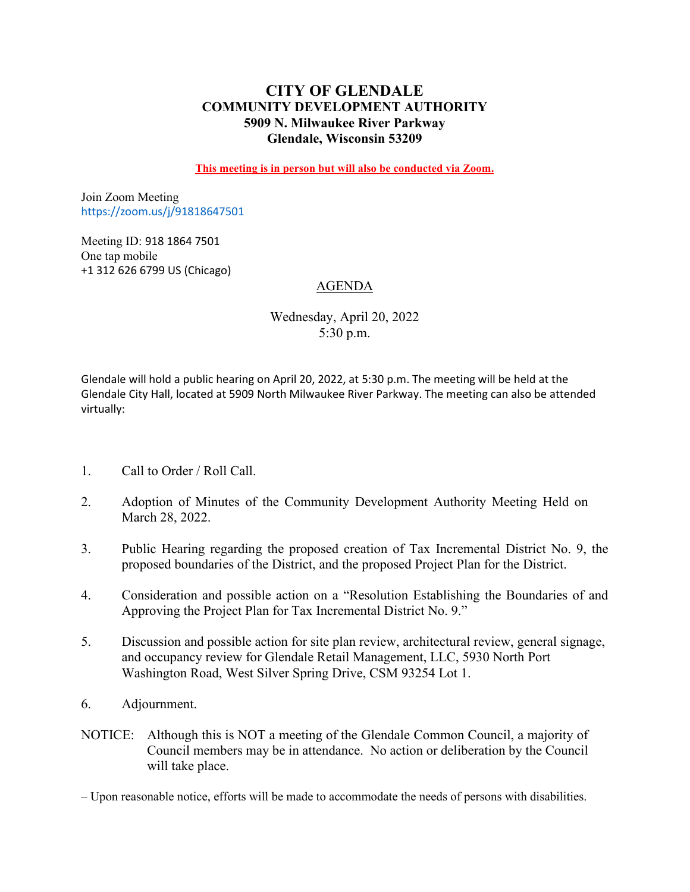# CITY OF GLENDALE
## COMMUNITY DEVELOPMENT AUTHORITY
### 5909 N. Milwaukee River Parkway
### Glendale, Wisconsin 53209

**This meeting is in person but will also be conducted via Zoom.**

Join Zoom Meeting
https://zoom.us/j/91818647501

Meeting ID: 918 1864 7501
One tap mobile
+1 312 626 6799 US (Chicago)

AGENDA

Wednesday, April 20, 2022
5:30 p.m.

Glendale will hold a public hearing on April 20, 2022, at 5:30 p.m. The meeting will be held at the Glendale City Hall, located at 5909 North Milwaukee River Parkway. The meeting can also be attended virtually:

1. Call to Order / Roll Call.

2. Adoption of Minutes of the Community Development Authority Meeting Held on March 28, 2022.

3. Public Hearing regarding the proposed creation of Tax Incremental District No. 9, the proposed boundaries of the District, and the proposed Project Plan for the District.

4. Consideration and possible action on a "Resolution Establishing the Boundaries of and Approving the Project Plan for Tax Incremental District No. 9."

5. Discussion and possible action for site plan review, architectural review, general signage, and occupancy review for Glendale Retail Management, LLC, 5930 North Port Washington Road, West Silver Spring Drive, CSM 93254 Lot 1.

6. Adjournment.

NOTICE: Although this is NOT a meeting of the Glendale Common Council, a majority of Council members may be in attendance. No action or deliberation by the Council will take place.

– Upon reasonable notice, efforts will be made to accommodate the needs of persons with disabilities.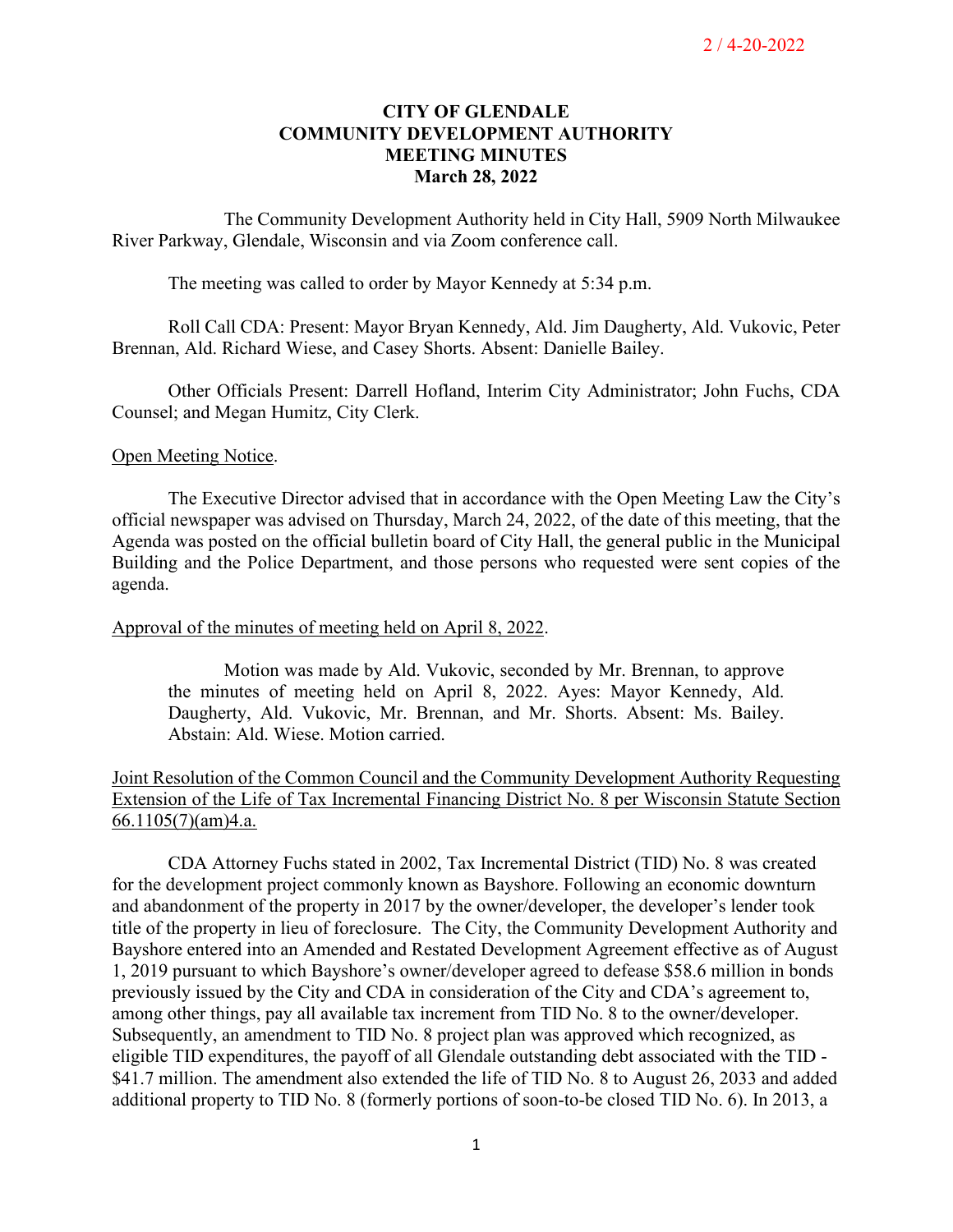**CITY OF GLENDALE**
**COMMUNITY DEVELOPMENT AUTHORITY**
**MEETING MINUTES**
**March 28, 2022**

The Community Development Authority held in City Hall, 5909 North Milwaukee River Parkway, Glendale, Wisconsin and via Zoom conference call.

The meeting was called to order by Mayor Kennedy at 5:34 p.m.

Roll Call CDA: Present: Mayor Bryan Kennedy, Ald. Jim Daugherty, Ald. Vukovic, Peter Brennan, Ald. Richard Wiese, and Casey Shorts. Absent: Danielle Bailey.

Other Officials Present: Darrell Hofland, Interim City Administrator; John Fuchs, CDA Counsel; and Megan Humitz, City Clerk.

Open Meeting Notice.

The Executive Director advised that in accordance with the Open Meeting Law the City's official newspaper was advised on Thursday, March 24, 2022, of the date of this meeting, that the Agenda was posted on the official bulletin board of City Hall, the general public in the Municipal Building and the Police Department, and those persons who requested were sent copies of the agenda.

Approval of the minutes of meeting held on April 8, 2022.

> Motion was made by Ald. Vukovic, seconded by Mr. Brennan, to approve the minutes of meeting held on April 8, 2022. Ayes: Mayor Kennedy, Ald. Daugherty, Ald. Vukovic, Mr. Brennan, and Mr. Shorts. Absent: Ms. Bailey. Abstain: Ald. Wiese. Motion carried.

Joint Resolution of the Common Council and the Community Development Authority Requesting Extension of the Life of Tax Incremental Financing District No. 8 per Wisconsin Statute Section 66.1105(7)(am)4.a.

CDA Attorney Fuchs stated in 2002, Tax Incremental District (TID) No. 8 was created for the development project commonly known as Bayshore. Following an economic downturn and abandonment of the property in 2017 by the owner/developer, the developer's lender took title of the property in lieu of foreclosure. The City, the Community Development Authority and Bayshore entered into an Amended and Restated Development Agreement effective as of August 1, 2019 pursuant to which Bayshore's owner/developer agreed to defease $58.6 million in bonds previously issued by the City and CDA in consideration of the City and CDA's agreement to, among other things, pay all available tax increment from TID No. 8 to the owner/developer. Subsequently, an amendment to TID No. 8 project plan was approved which recognized, as eligible TID expenditures, the payoff of all Glendale outstanding debt associated with the TID - $41.7 million. The amendment also extended the life of TID No. 8 to August 26, 2033 and added additional property to TID No. 8 (formerly portions of soon-to-be closed TID No. 6). In 2013, a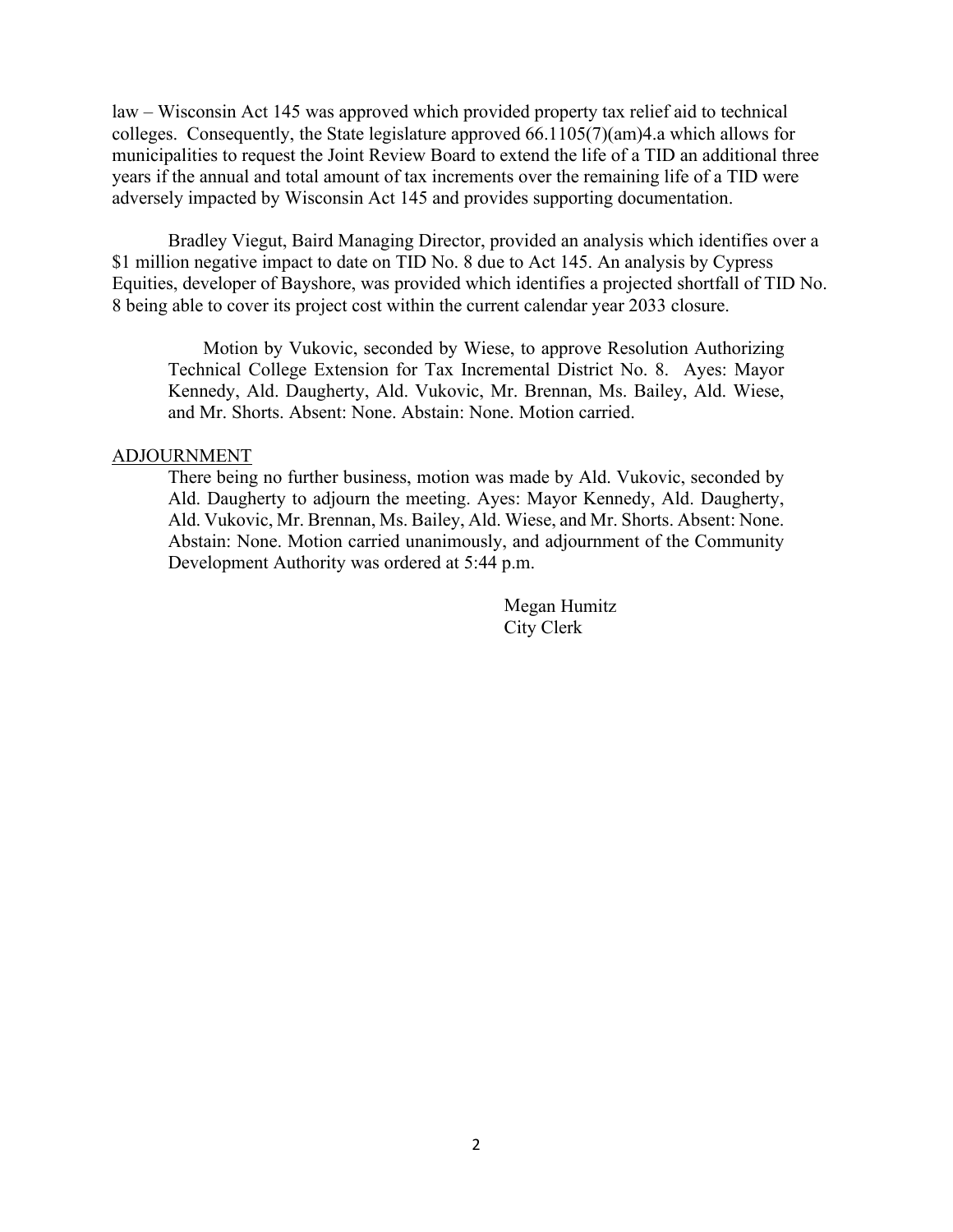law – Wisconsin Act 145 was approved which provided property tax relief aid to technical colleges. Consequently, the State legislature approved 66.1105(7)(am)4.a which allows for municipalities to request the Joint Review Board to extend the life of a TID an additional three years if the annual and total amount of tax increments over the remaining life of a TID were adversely impacted by Wisconsin Act 145 and provides supporting documentation.

Bradley Viegut, Baird Managing Director, provided an analysis which identifies over a $1 million negative impact to date on TID No. 8 due to Act 145. An analysis by Cypress Equities, developer of Bayshore, was provided which identifies a projected shortfall of TID No. 8 being able to cover its project cost within the current calendar year 2033 closure.

> Motion by Vukovic, seconded by Wiese, to approve Resolution Authorizing Technical College Extension for Tax Incremental District No. 8. Ayes: Mayor Kennedy, Ald. Daugherty, Ald. Vukovic, Mr. Brennan, Ms. Bailey, Ald. Wiese, and Mr. Shorts. Absent: None. Abstain: None. Motion carried.

ADJOURNMENT

> There being no further business, motion was made by Ald. Vukovic, seconded by Ald. Daugherty to adjourn the meeting. Ayes: Mayor Kennedy, Ald. Daugherty, Ald. Vukovic, Mr. Brennan, Ms. Bailey, Ald. Wiese, and Mr. Shorts. Absent: None. Abstain: None. Motion carried unanimously, and adjournment of the Community Development Authority was ordered at 5:44 p.m.

Megan Humitz
City Clerk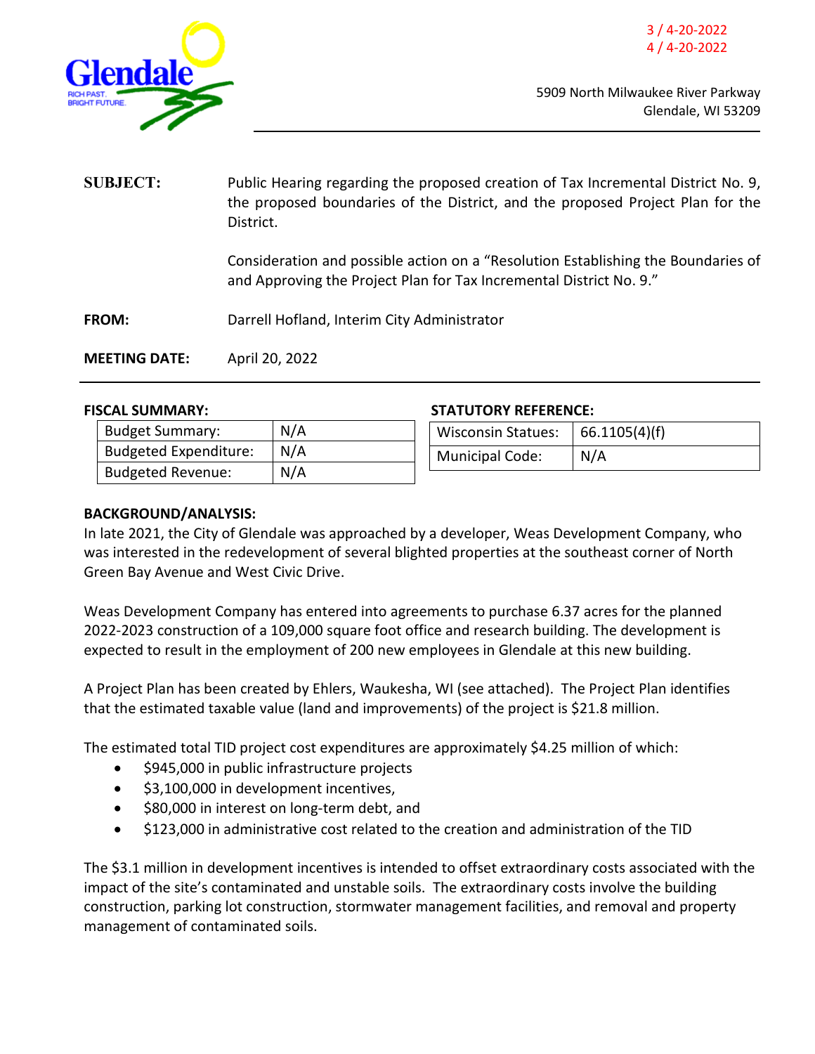3 / 4-20-2022
4 / 4-20-2022

5909 North Milwaukee River Parkway
Glendale, WI 53209

**SUBJECT:** Public Hearing regarding the proposed creation of Tax Incremental District No. 9, the proposed boundaries of the District, and the proposed Project Plan for the District.

Consideration and possible action on a "Resolution Establishing the Boundaries of and Approving the Project Plan for Tax Incremental District No. 9."

**FROM:** Darrell Hofland, Interim City Administrator

**MEETING DATE:** April 20, 2022

**FISCAL SUMMARY:**

| Budget Summary: | N/A |
|---|---|
| Budgeted Expenditure: | N/A |
| Budgeted Revenue: | N/A |

**STATUTORY REFERENCE:**

| Wisconsin Statues: | 66.1105(4)(f) |
|---|---|
| Municipal Code: | N/A |

**BACKGROUND/ANALYSIS:**

In late 2021, the City of Glendale was approached by a developer, Weas Development Company, who was interested in the redevelopment of several blighted properties at the southeast corner of North Green Bay Avenue and West Civic Drive.

Weas Development Company has entered into agreements to purchase 6.37 acres for the planned 2022-2023 construction of a 109,000 square foot office and research building. The development is expected to result in the employment of 200 new employees in Glendale at this new building.

A Project Plan has been created by Ehlers, Waukesha, WI (see attached). The Project Plan identifies that the estimated taxable value (land and improvements) of the project is $21.8 million.

The estimated total TID project cost expenditures are approximately $4.25 million of which:

- $945,000 in public infrastructure projects
- $3,100,000 in development incentives,
- $80,000 in interest on long-term debt, and
- $123,000 in administrative cost related to the creation and administration of the TID

The $3.1 million in development incentives is intended to offset extraordinary costs associated with the impact of the site's contaminated and unstable soils. The extraordinary costs involve the building construction, parking lot construction, stormwater management facilities, and removal and property management of contaminated soils.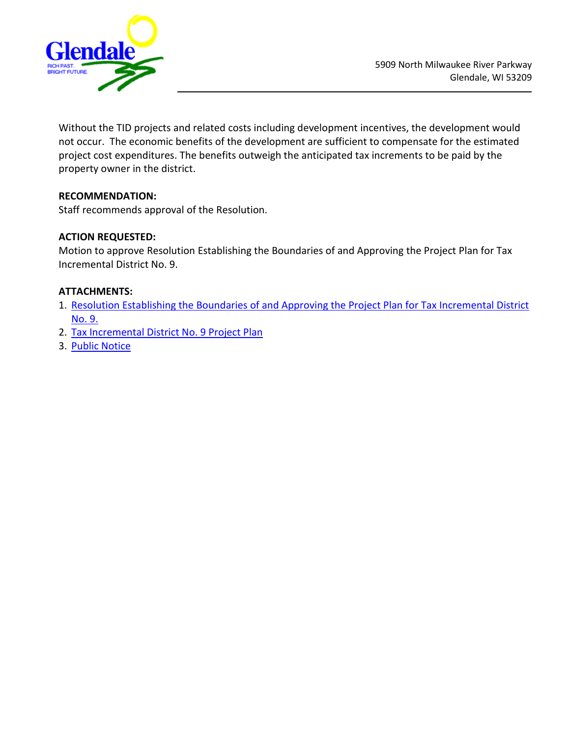Without the TID projects and related costs including development incentives, the development would not occur. The economic benefits of the development are sufficient to compensate for the estimated project cost expenditures. The benefits outweigh the anticipated tax increments to be paid by the property owner in the district.

**RECOMMENDATION:**
Staff recommends approval of the Resolution.

**ACTION REQUESTED:**
Motion to approve Resolution Establishing the Boundaries of and Approving the Project Plan for Tax Incremental District No. 9.

**ATTACHMENTS:**
1. Resolution Establishing the Boundaries of and Approving the Project Plan for Tax Incremental District No. 9.
2. Tax Incremental District No. 9 Project Plan
3. Public Notice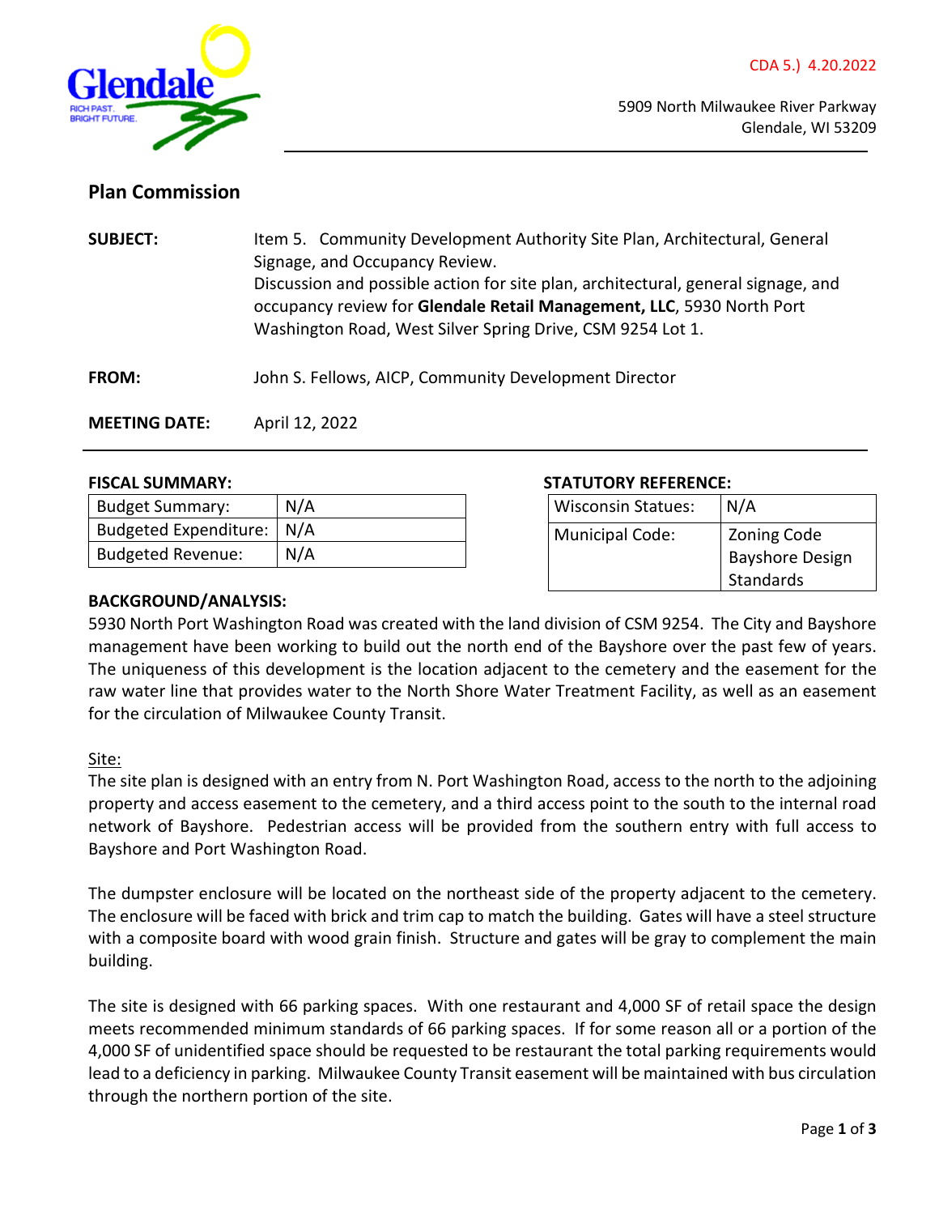CDA 5.) 4.20.2022

5909 North Milwaukee River Parkway
Glendale, WI 53209

## Plan Commission

**SUBJECT:** Item 5. Community Development Authority Site Plan, Architectural, General Signage, and Occupancy Review.
Discussion and possible action for site plan, architectural, general signage, and occupancy review for **Glendale Retail Management, LLC**, 5930 North Port Washington Road, West Silver Spring Drive, CSM 9254 Lot 1.

**FROM:** John S. Fellows, AICP, Community Development Director

**MEETING DATE:** April 12, 2022

**FISCAL SUMMARY:**

| Budget Summary: | N/A |
|---|---|
| Budgeted Expenditure: | N/A |
| Budgeted Revenue: | N/A |

**STATUTORY REFERENCE:**

| Wisconsin Statues: | N/A |
|---|---|
| Municipal Code: | Zoning Code Bayshore Design Standards |

**BACKGROUND/ANALYSIS:**

5930 North Port Washington Road was created with the land division of CSM 9254. The City and Bayshore management have been working to build out the north end of the Bayshore over the past few of years. The uniqueness of this development is the location adjacent to the cemetery and the easement for the raw water line that provides water to the North Shore Water Treatment Facility, as well as an easement for the circulation of Milwaukee County Transit.

Site:

The site plan is designed with an entry from N. Port Washington Road, access to the north to the adjoining property and access easement to the cemetery, and a third access point to the south to the internal road network of Bayshore. Pedestrian access will be provided from the southern entry with full access to Bayshore and Port Washington Road.

The dumpster enclosure will be located on the northeast side of the property adjacent to the cemetery. The enclosure will be faced with brick and trim cap to match the building. Gates will have a steel structure with a composite board with wood grain finish. Structure and gates will be gray to complement the main building.

The site is designed with 66 parking spaces. With one restaurant and 4,000 SF of retail space the design meets recommended minimum standards of 66 parking spaces. If for some reason all or a portion of the 4,000 SF of unidentified space should be requested to be restaurant the total parking requirements would lead to a deficiency in parking. Milwaukee County Transit easement will be maintained with bus circulation through the northern portion of the site.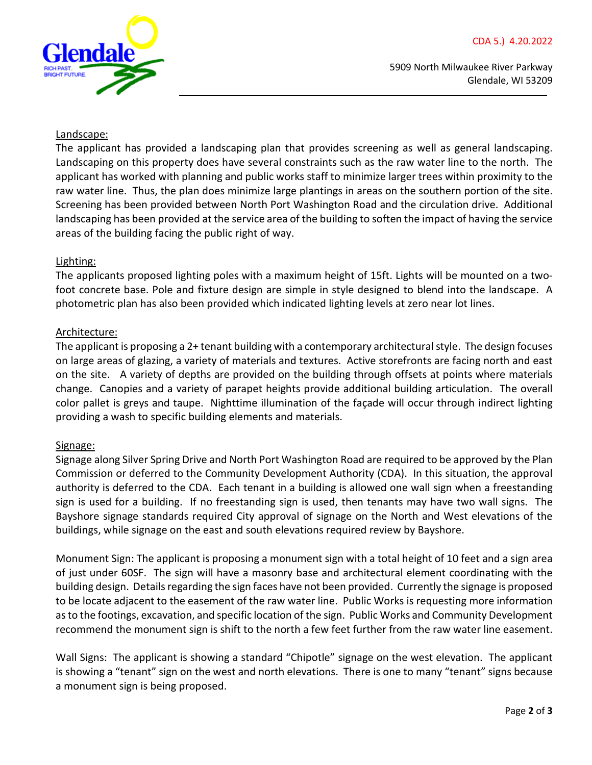CDA 5.) 4.20.2022

5909 North Milwaukee River Parkway
Glendale, WI 53209

Landscape:

The applicant has provided a landscaping plan that provides screening as well as general landscaping. Landscaping on this property does have several constraints such as the raw water line to the north. The applicant has worked with planning and public works staff to minimize larger trees within proximity to the raw water line. Thus, the plan does minimize large plantings in areas on the southern portion of the site. Screening has been provided between North Port Washington Road and the circulation drive. Additional landscaping has been provided at the service area of the building to soften the impact of having the service areas of the building facing the public right of way.

Lighting:

The applicants proposed lighting poles with a maximum height of 15ft. Lights will be mounted on a two-foot concrete base. Pole and fixture design are simple in style designed to blend into the landscape. A photometric plan has also been provided which indicated lighting levels at zero near lot lines.

Architecture:

The applicant is proposing a 2+ tenant building with a contemporary architectural style. The design focuses on large areas of glazing, a variety of materials and textures. Active storefronts are facing north and east on the site. A variety of depths are provided on the building through offsets at points where materials change. Canopies and a variety of parapet heights provide additional building articulation. The overall color pallet is greys and taupe. Nighttime illumination of the façade will occur through indirect lighting providing a wash to specific building elements and materials.

Signage:

Signage along Silver Spring Drive and North Port Washington Road are required to be approved by the Plan Commission or deferred to the Community Development Authority (CDA). In this situation, the approval authority is deferred to the CDA. Each tenant in a building is allowed one wall sign when a freestanding sign is used for a building. If no freestanding sign is used, then tenants may have two wall signs. The Bayshore signage standards required City approval of signage on the North and West elevations of the buildings, while signage on the east and south elevations required review by Bayshore.

Monument Sign: The applicant is proposing a monument sign with a total height of 10 feet and a sign area of just under 60SF. The sign will have a masonry base and architectural element coordinating with the building design. Details regarding the sign faces have not been provided. Currently the signage is proposed to be locate adjacent to the easement of the raw water line. Public Works is requesting more information as to the footings, excavation, and specific location of the sign. Public Works and Community Development recommend the monument sign is shift to the north a few feet further from the raw water line easement.

Wall Signs: The applicant is showing a standard "Chipotle" signage on the west elevation. The applicant is showing a "tenant" sign on the west and north elevations. There is one to many "tenant" signs because a monument sign is being proposed.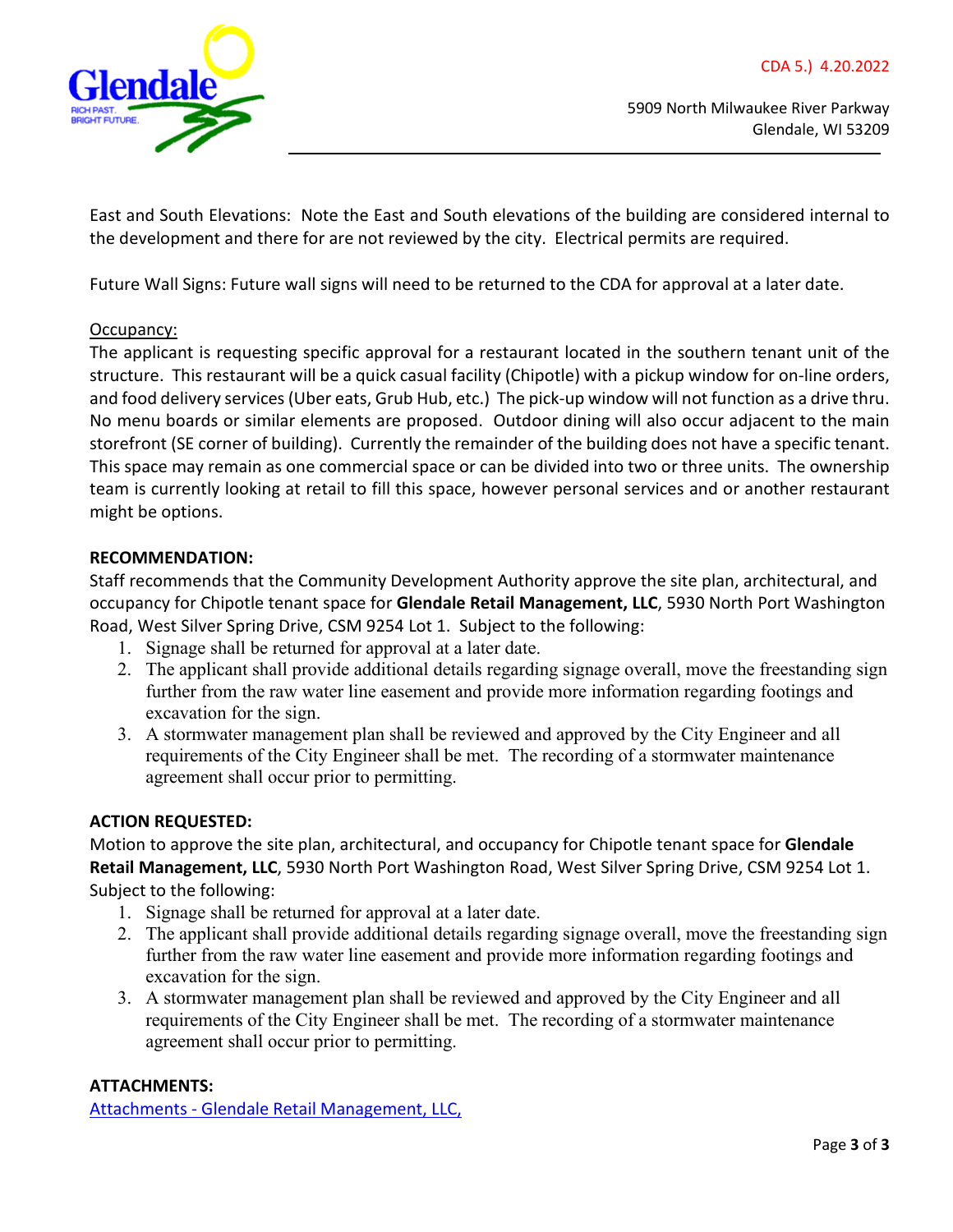East and South Elevations: Note the East and South elevations of the building are considered internal to the development and there for are not reviewed by the city. Electrical permits are required.

Future Wall Signs: Future wall signs will need to be returned to the CDA for approval at a later date.

Occupancy:
The applicant is requesting specific approval for a restaurant located in the southern tenant unit of the structure. This restaurant will be a quick casual facility (Chipotle) with a pickup window for on-line orders, and food delivery services (Uber eats, Grub Hub, etc.) The pick-up window will not function as a drive thru. No menu boards or similar elements are proposed. Outdoor dining will also occur adjacent to the main storefront (SE corner of building). Currently the remainder of the building does not have a specific tenant. This space may remain as one commercial space or can be divided into two or three units. The ownership team is currently looking at retail to fill this space, however personal services and or another restaurant might be options.

**RECOMMENDATION:**
Staff recommends that the Community Development Authority approve the site plan, architectural, and occupancy for Chipotle tenant space for **Glendale Retail Management, LLC**, 5930 North Port Washington Road, West Silver Spring Drive, CSM 9254 Lot 1. Subject to the following:

1. Signage shall be returned for approval at a later date.
2. The applicant shall provide additional details regarding signage overall, move the freestanding sign further from the raw water line easement and provide more information regarding footings and excavation for the sign.
3. A stormwater management plan shall be reviewed and approved by the City Engineer and all requirements of the City Engineer shall be met. The recording of a stormwater maintenance agreement shall occur prior to permitting.

**ACTION REQUESTED:**
Motion to approve the site plan, architectural, and occupancy for Chipotle tenant space for **Glendale Retail Management, LLC**, 5930 North Port Washington Road, West Silver Spring Drive, CSM 9254 Lot 1. Subject to the following:

1. Signage shall be returned for approval at a later date.
2. The applicant shall provide additional details regarding signage overall, move the freestanding sign further from the raw water line easement and provide more information regarding footings and excavation for the sign.
3. A stormwater management plan shall be reviewed and approved by the City Engineer and all requirements of the City Engineer shall be met. The recording of a stormwater maintenance agreement shall occur prior to permitting.

**ATTACHMENTS:**
Attachments - Glendale Retail Management, LLC,